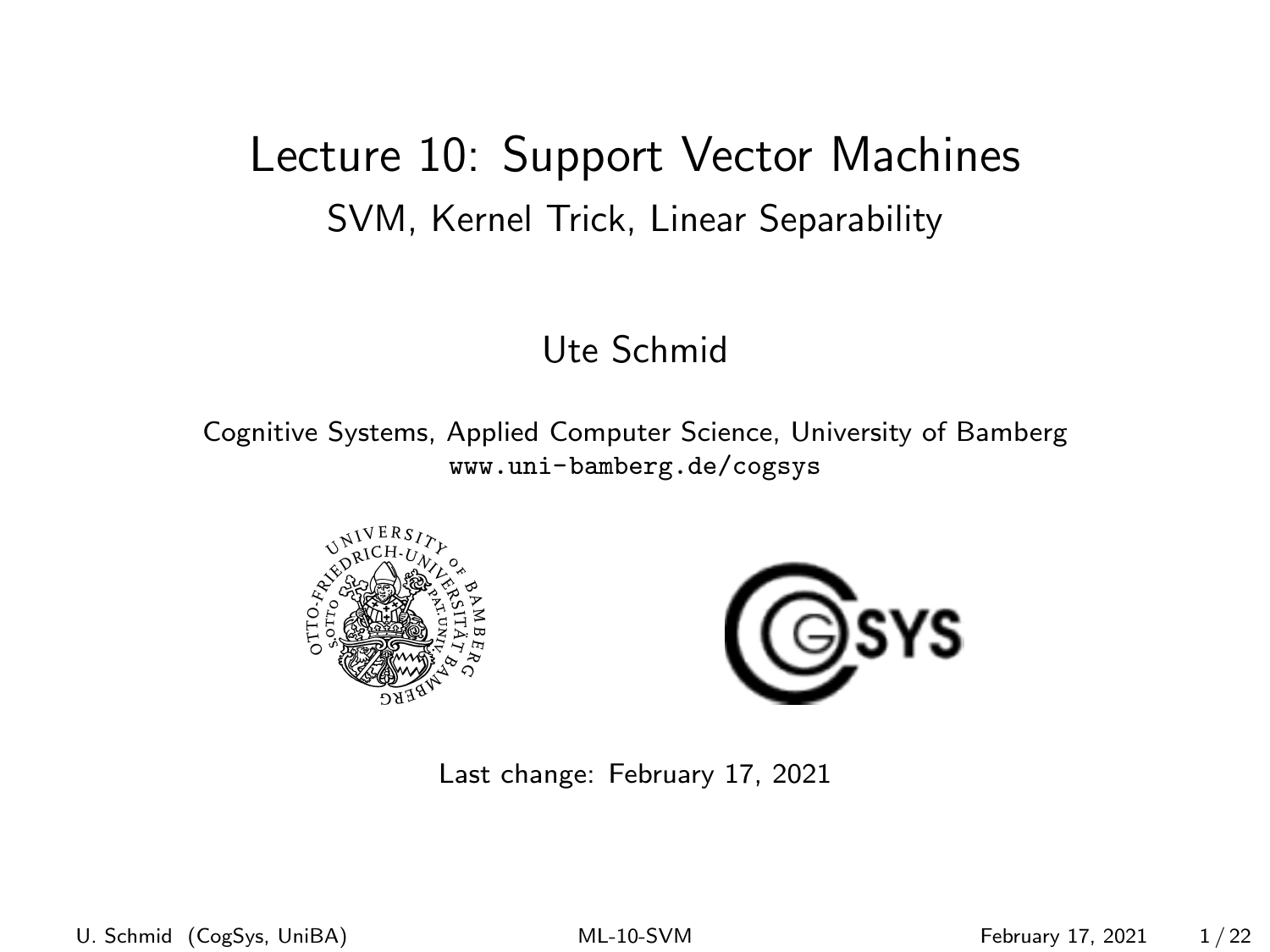# Lecture 10: Support Vector Machines

## SVM, Kernel Trick, Linear Separability

Ute Schmid

Cognitive Systems, Applied Computer Science, University of Bamberg
www.uni-bamberg.de/cogsys

Last change: February 17, 2021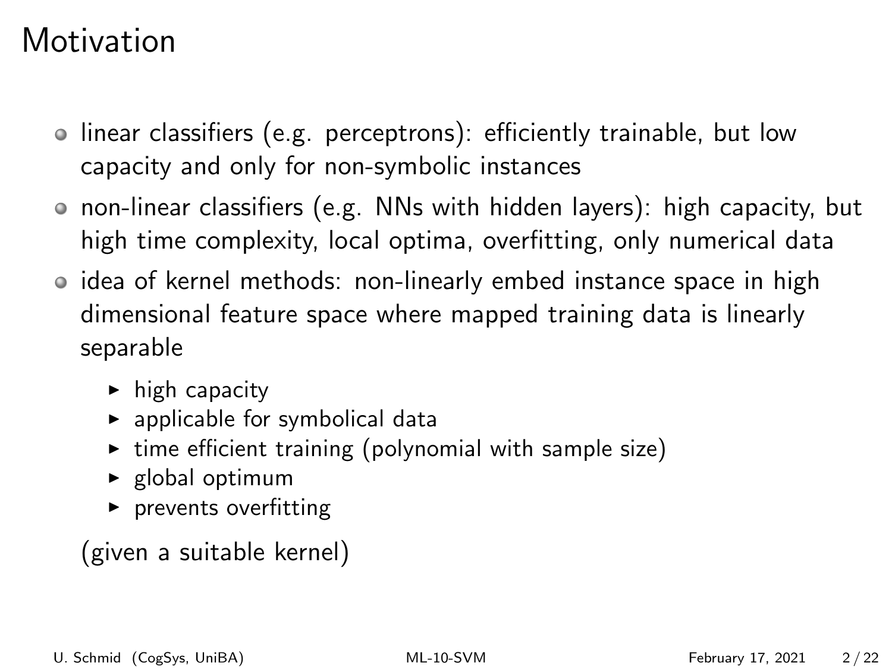# Motivation

- linear classifiers (e.g. perceptrons): efficiently trainable, but low capacity and only for non-symbolic instances
- non-linear classifiers (e.g. NNs with hidden layers): high capacity, but high time complexity, local optima, overfitting, only numerical data
- idea of kernel methods: non-linearly embed instance space in high dimensional feature space where mapped training data is linearly separable
  - high capacity
  - applicable for symbolical data
  - time efficient training (polynomial with sample size)
  - global optimum
  - prevents overfitting

  (given a suitable kernel)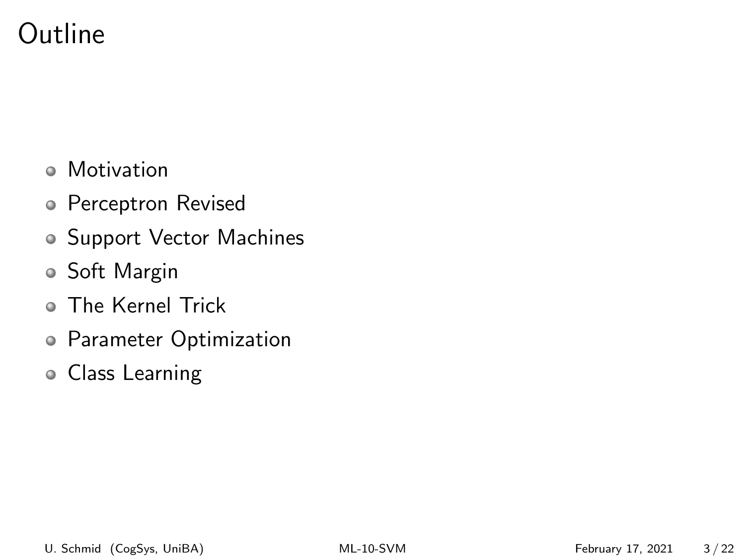# Outline

- Motivation
- Perceptron Revised
- Support Vector Machines
- Soft Margin
- The Kernel Trick
- Parameter Optimization
- Class Learning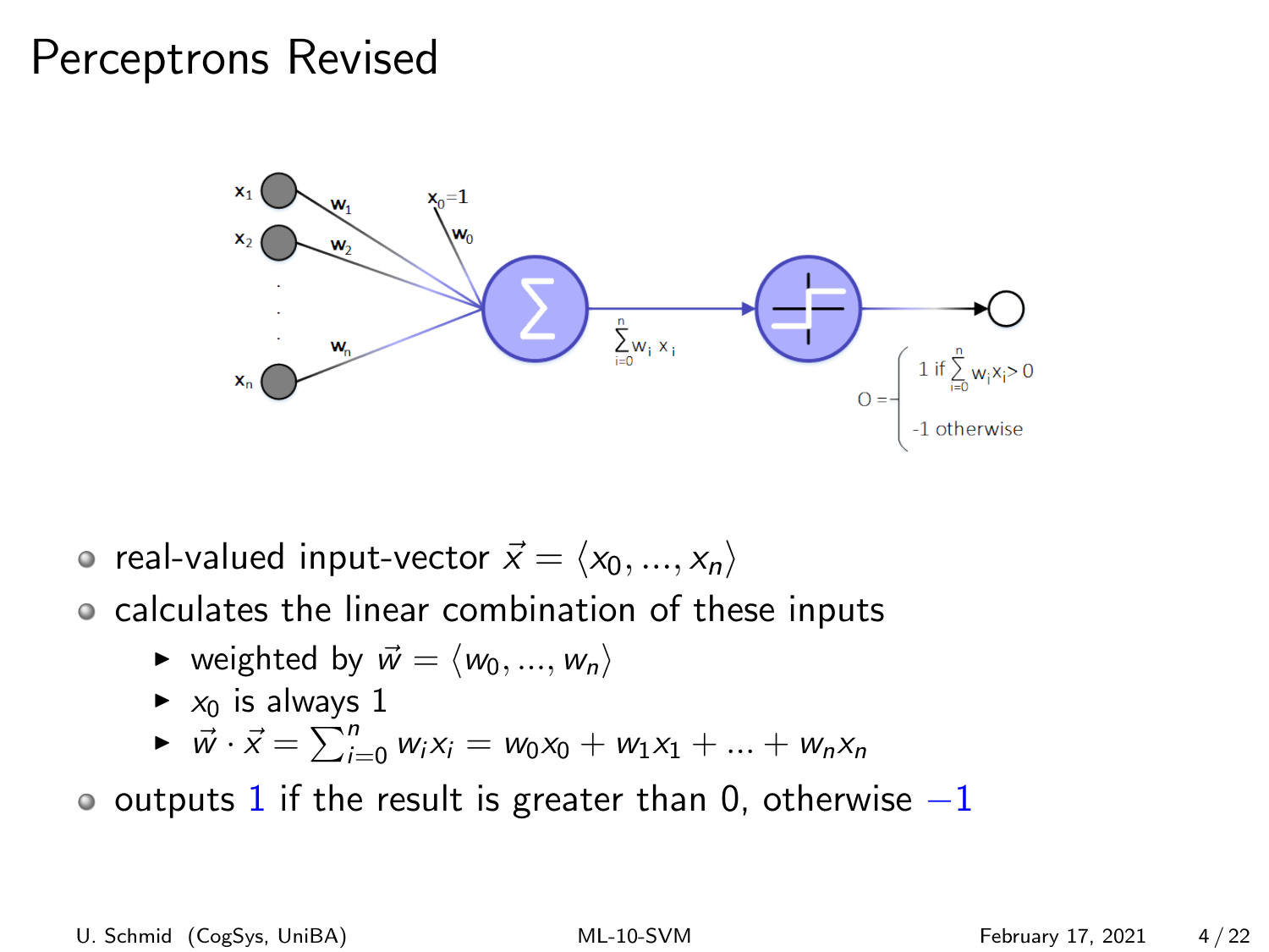# Perceptrons Revised

- real-valued input-vector $\vec{x} = \langle x_0, ..., x_n \rangle$
- calculates the linear combination of these inputs
  - weighted by $\vec{w} = \langle w_0, ..., w_n \rangle$
  - $x_0$ is always 1
  - $\vec{w} \cdot \vec{x} = \sum_{i=0}^{n} w_i x_i = w_0 x_0 + w_1 x_1 + ... + w_n x_n$
- outputs 1 if the result is greater than 0, otherwise $-1$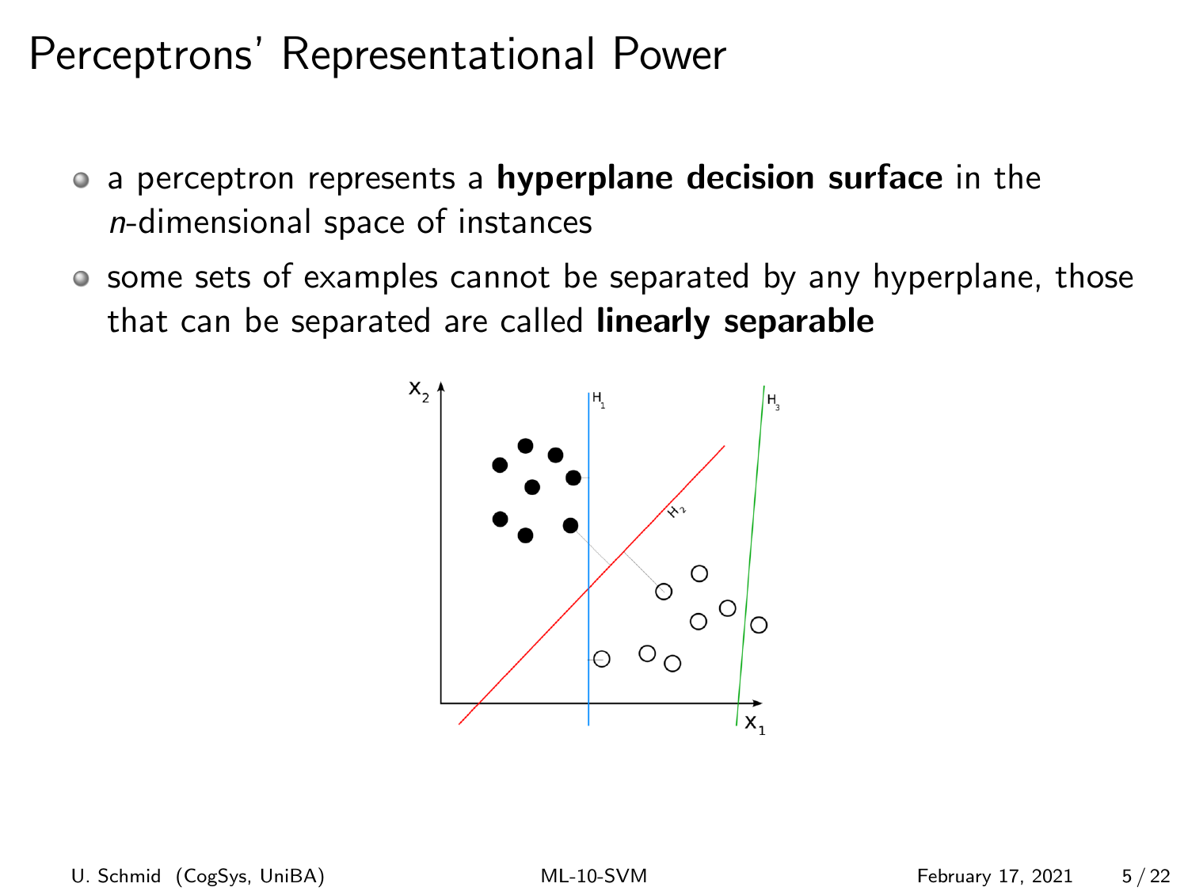# Perceptrons' Representational Power

- a perceptron represents a **hyperplane decision surface** in the *n*-dimensional space of instances
- some sets of examples cannot be separated by any hyperplane, those that can be separated are called **linearly separable**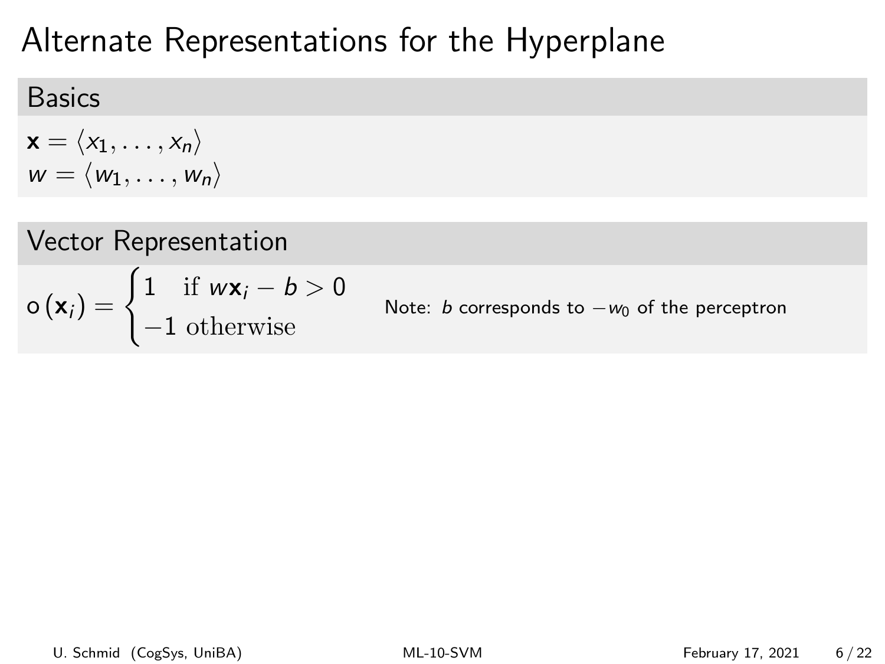# Alternate Representations for the Hyperplane

## Basics

$\mathbf{x} = \langle x_1, \ldots, x_n \rangle$
$w = \langle w_1, \ldots, w_n \rangle$

## Vector Representation

$$o(\mathbf{x}_i) = \begin{cases} 1 & \text{if } w\mathbf{x}_i - b > 0 \\ -1 & \text{otherwise} \end{cases}$$

Note: $b$ corresponds to $-w_0$ of the perceptron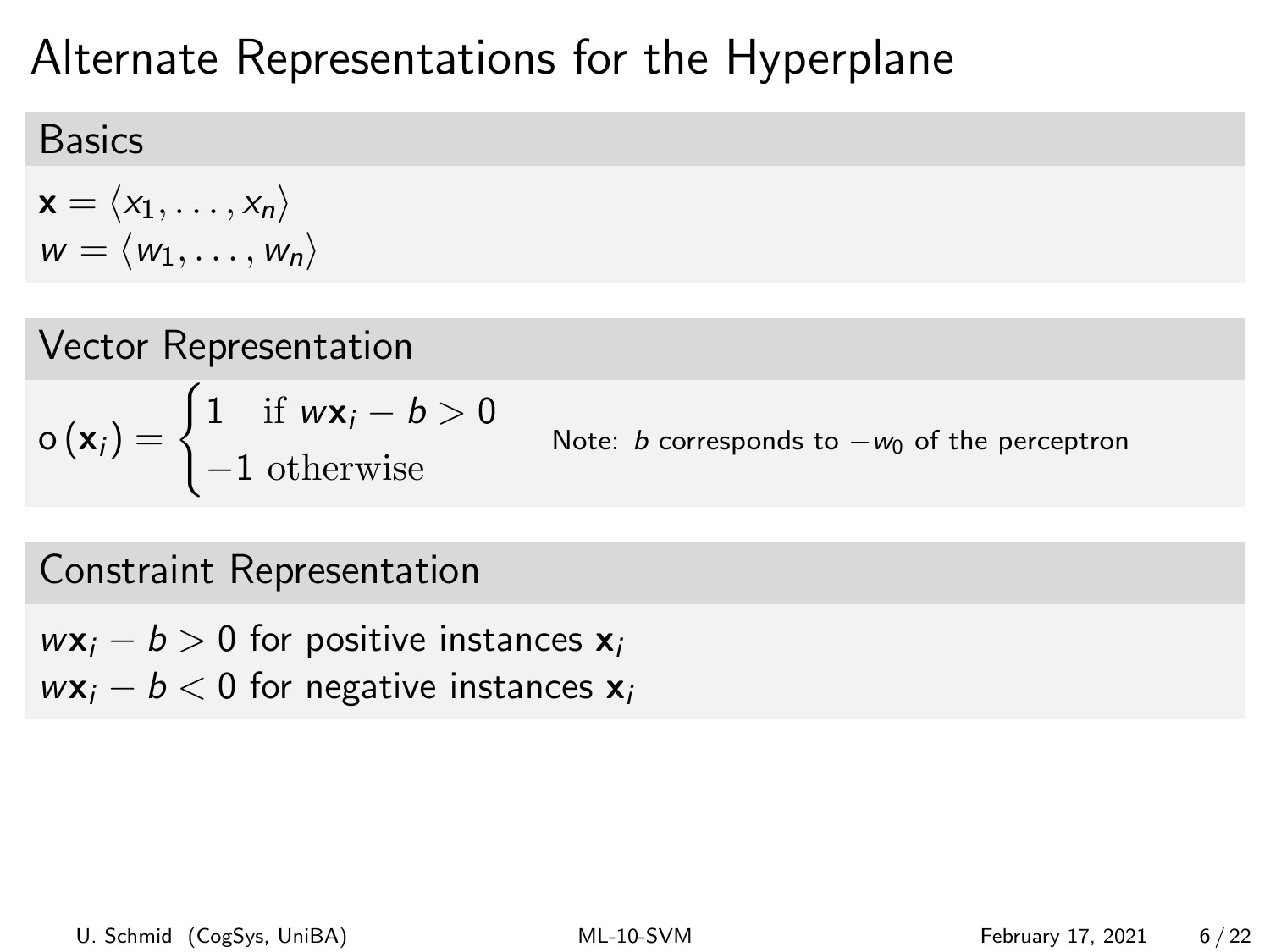# Alternate Representations for the Hyperplane

## Basics

$\mathbf{x} = \langle x_1, \ldots, x_n \rangle$
$w = \langle w_1, \ldots, w_n \rangle$

## Vector Representation

$$o(\mathbf{x}_i) = \begin{cases} 1 & \text{if } w\mathbf{x}_i - b > 0 \\ -1 & \text{otherwise} \end{cases}$$

Note: $b$ corresponds to $-w_0$ of the perceptron

## Constraint Representation

$w\mathbf{x}_i - b > 0$ for positive instances $\mathbf{x}_i$
$w\mathbf{x}_i - b < 0$ for negative instances $\mathbf{x}_i$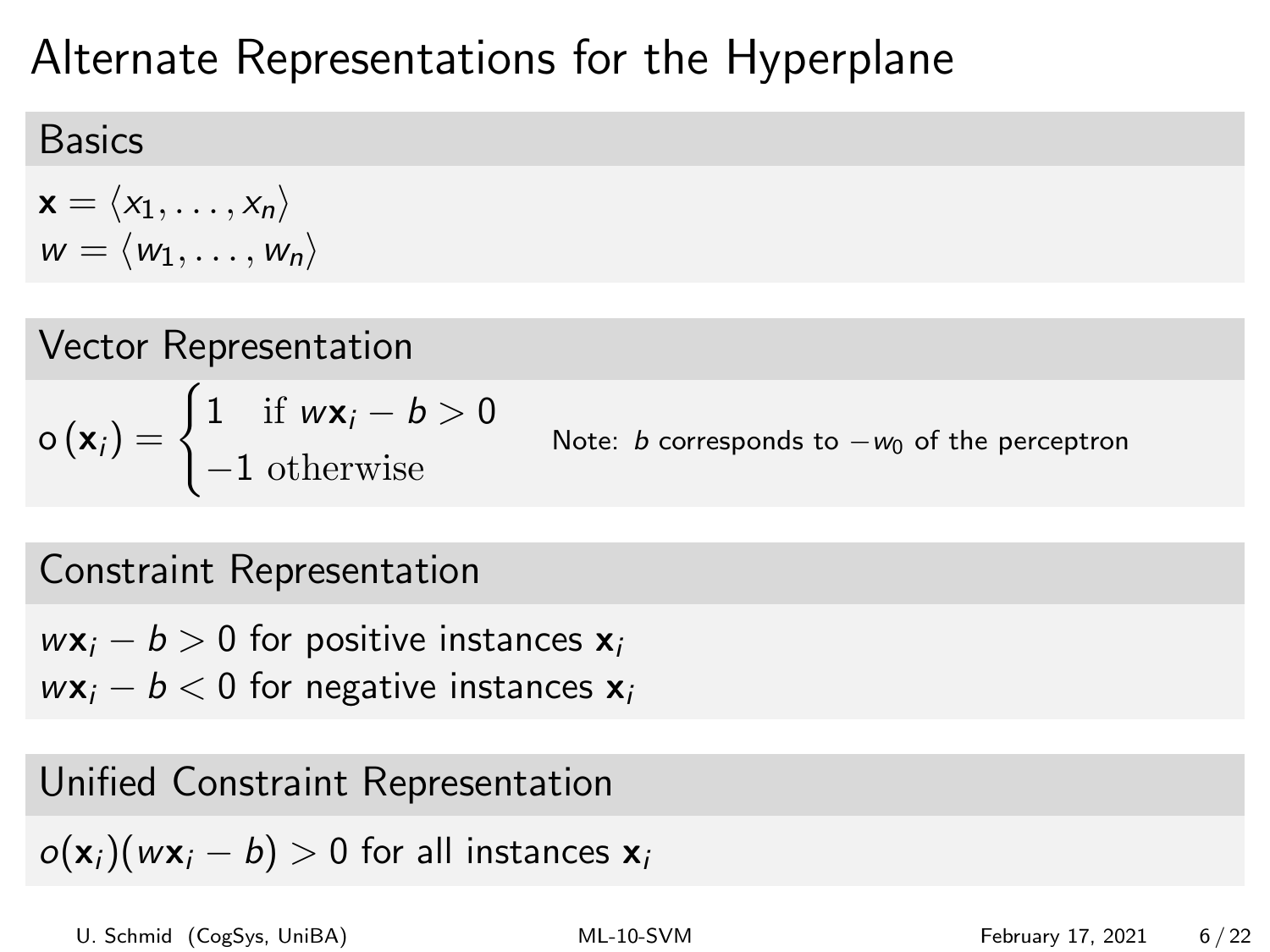# Alternate Representations for the Hyperplane

## Basics

$\mathbf{x} = \langle x_1, \ldots, x_n \rangle$
$w = \langle w_1, \ldots, w_n \rangle$

## Vector Representation

$$o(\mathbf{x}_i) = \begin{cases} 1 & \text{if } w\mathbf{x}_i - b > 0 \\ -1 & \text{otherwise} \end{cases}$$

Note: $b$ corresponds to $-w_0$ of the perceptron

## Constraint Representation

$w\mathbf{x}_i - b > 0$ for positive instances $\mathbf{x}_i$
$w\mathbf{x}_i - b < 0$ for negative instances $\mathbf{x}_i$

## Unified Constraint Representation

$o(\mathbf{x}_i)(w\mathbf{x}_i - b) > 0$ for all instances $\mathbf{x}_i$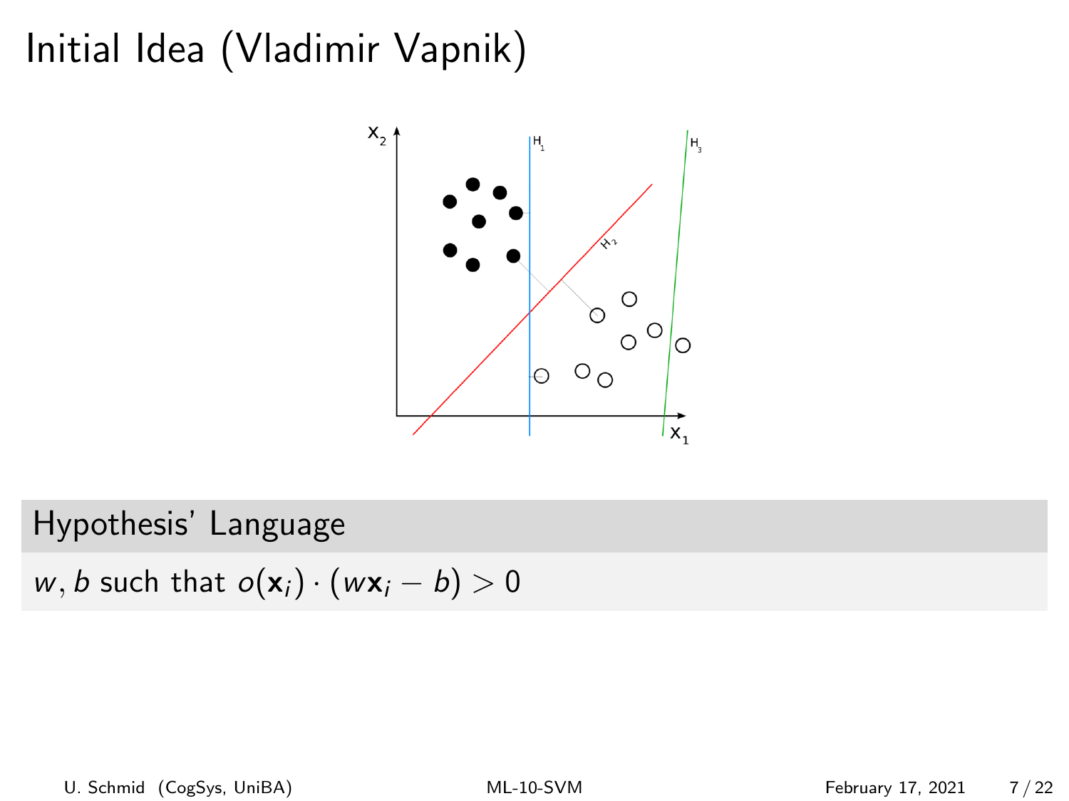# Initial Idea (Vladimir Vapnik)

## Hypothesis' Language

$w, b$ such that $o(\mathbf{x}_i) \cdot (w\mathbf{x}_i - b) > 0$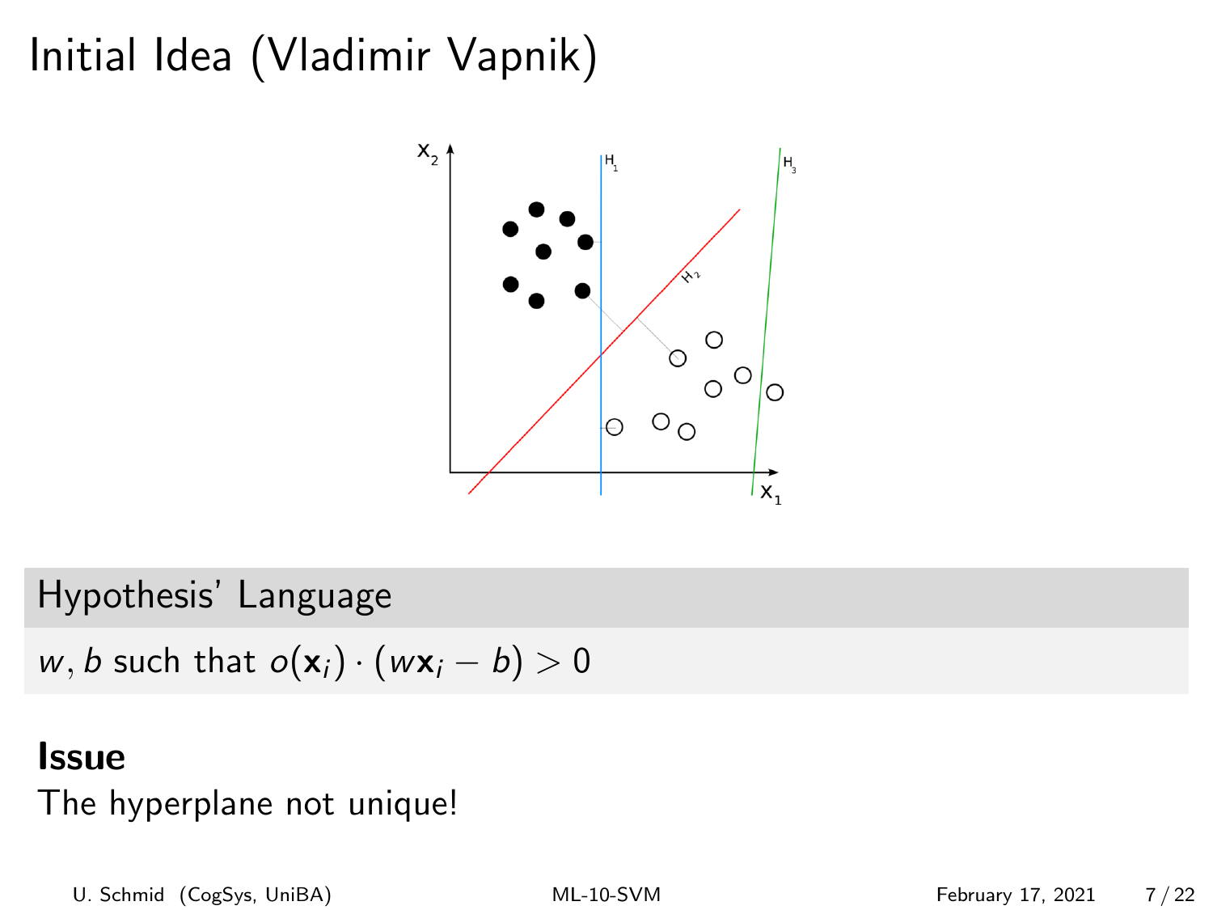# Initial Idea (Vladimir Vapnik)

## Hypothesis' Language

$w, b$ such that $o(\mathbf{x}_i) \cdot (w\mathbf{x}_i - b) > 0$

**Issue**

The hyperplane not unique!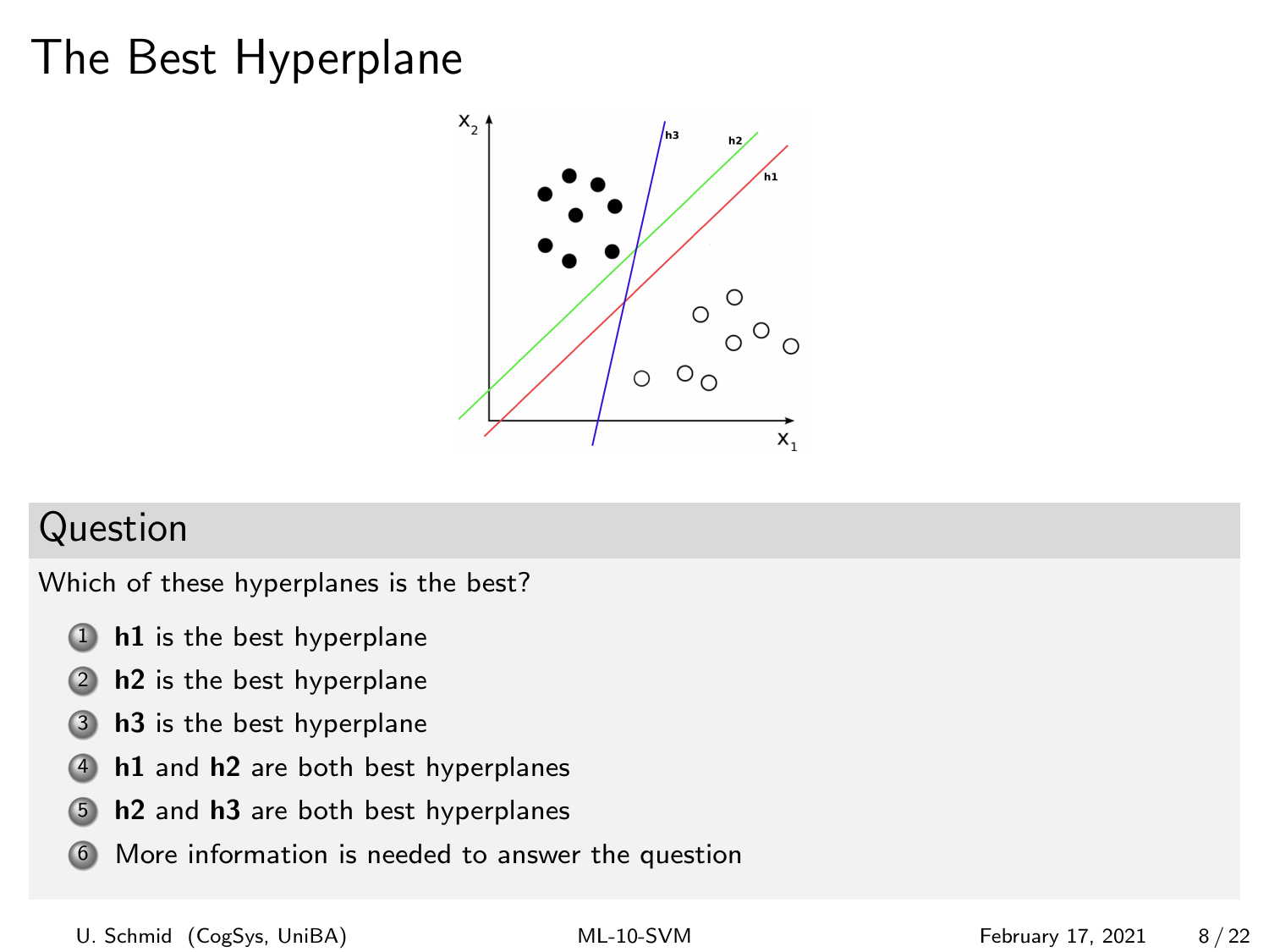# The Best Hyperplane

## Question

Which of these hyperplanes is the best?

1. **h1** is the best hyperplane
2. **h2** is the best hyperplane
3. **h3** is the best hyperplane
4. **h1** and **h2** are both best hyperplanes
5. **h2** and **h3** are both best hyperplanes
6. More information is needed to answer the question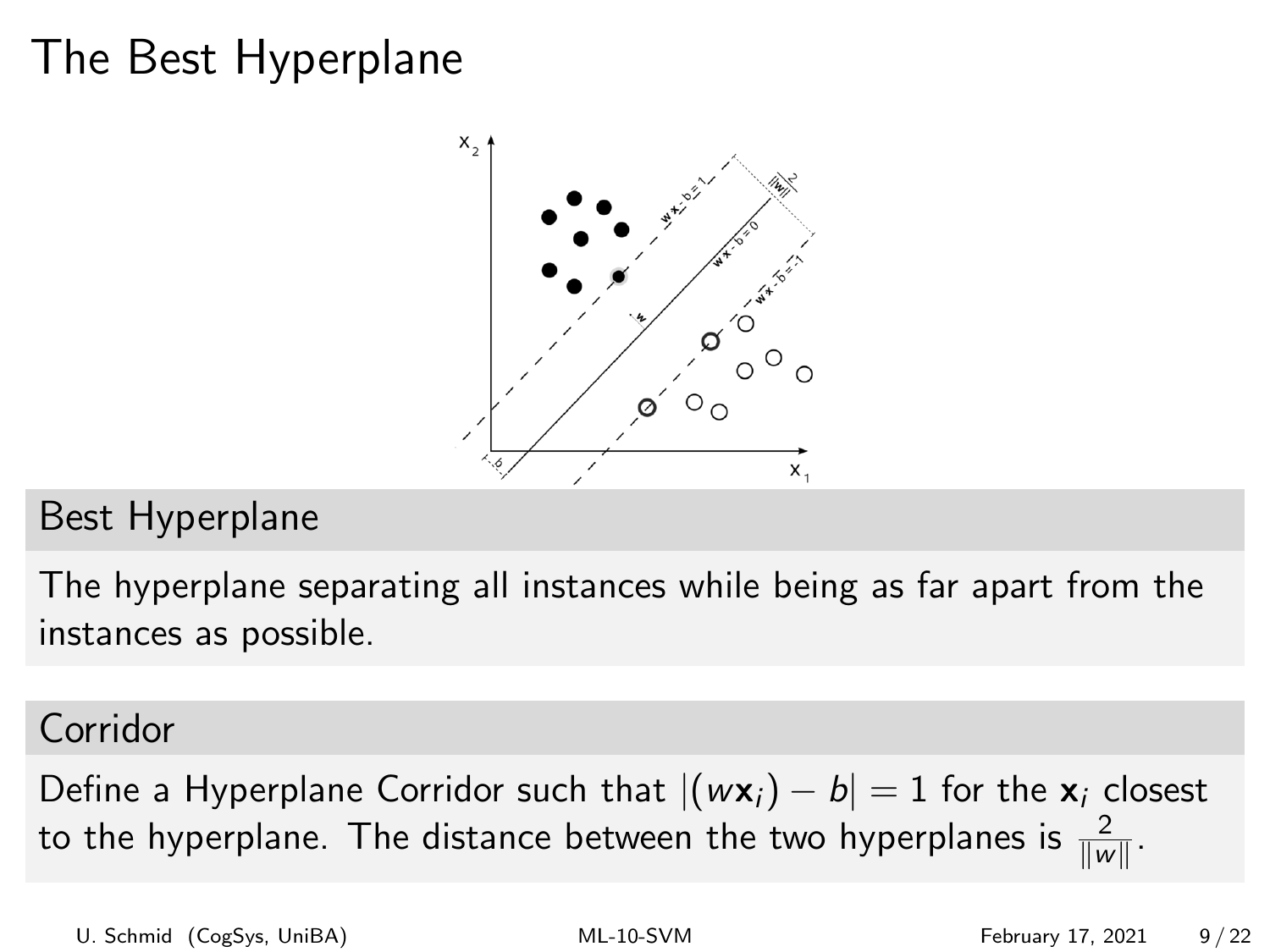# The Best Hyperplane

## Best Hyperplane

The hyperplane separating all instances while being as far apart from the instances as possible.

## Corridor

Define a Hyperplane Corridor such that $|(w\mathbf{x}_i) - b| = 1$ for the $\mathbf{x}_i$ closest to the hyperplane. The distance between the two hyperplanes is $\frac{2}{\|w\|}$.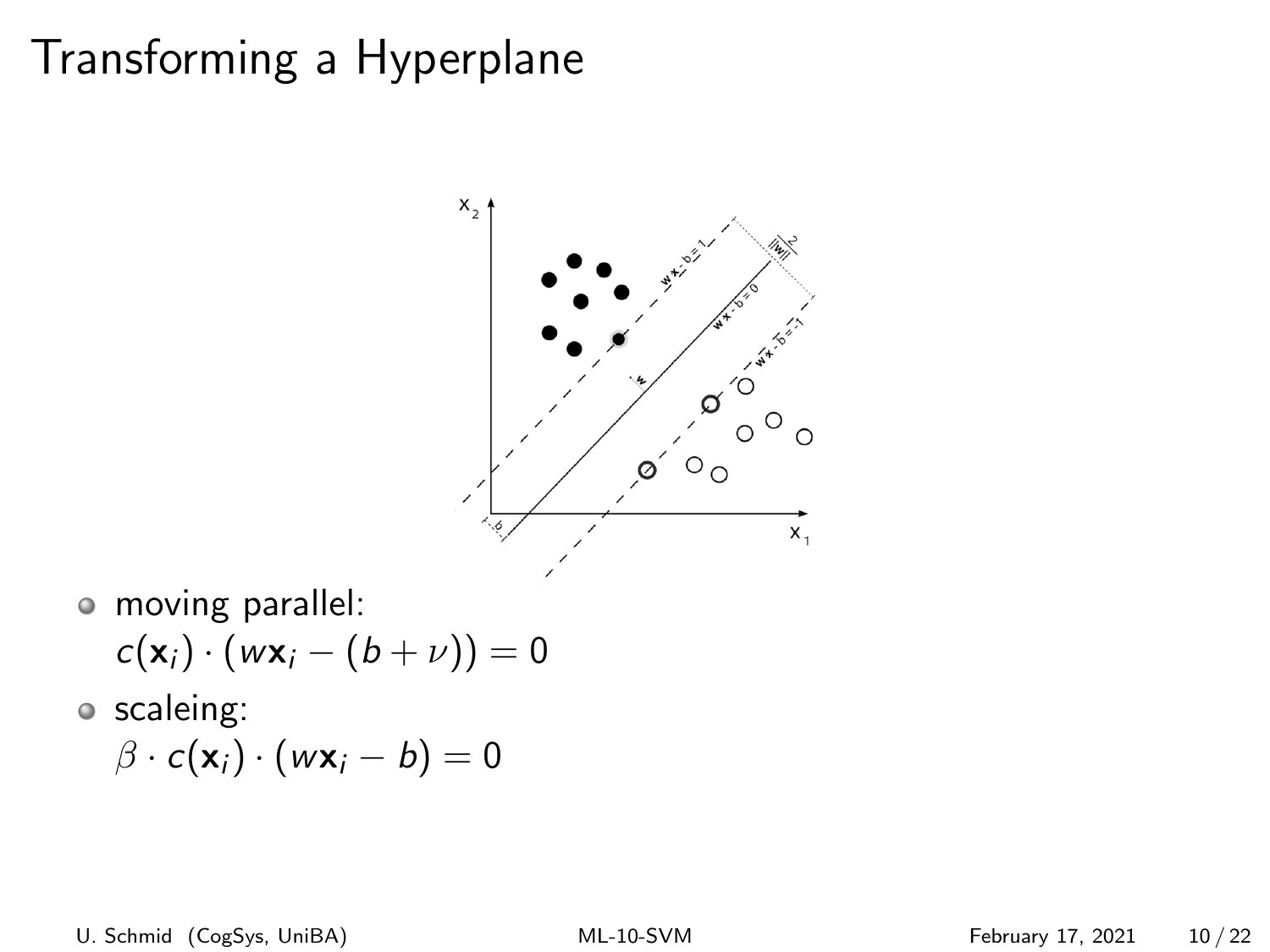# Transforming a Hyperplane

- moving parallel:
  $c(\mathbf{x}_i) \cdot (w\mathbf{x}_i - (b + \nu)) = 0$
- scaleing:
  $\beta \cdot c(\mathbf{x}_i) \cdot (w\mathbf{x}_i - b) = 0$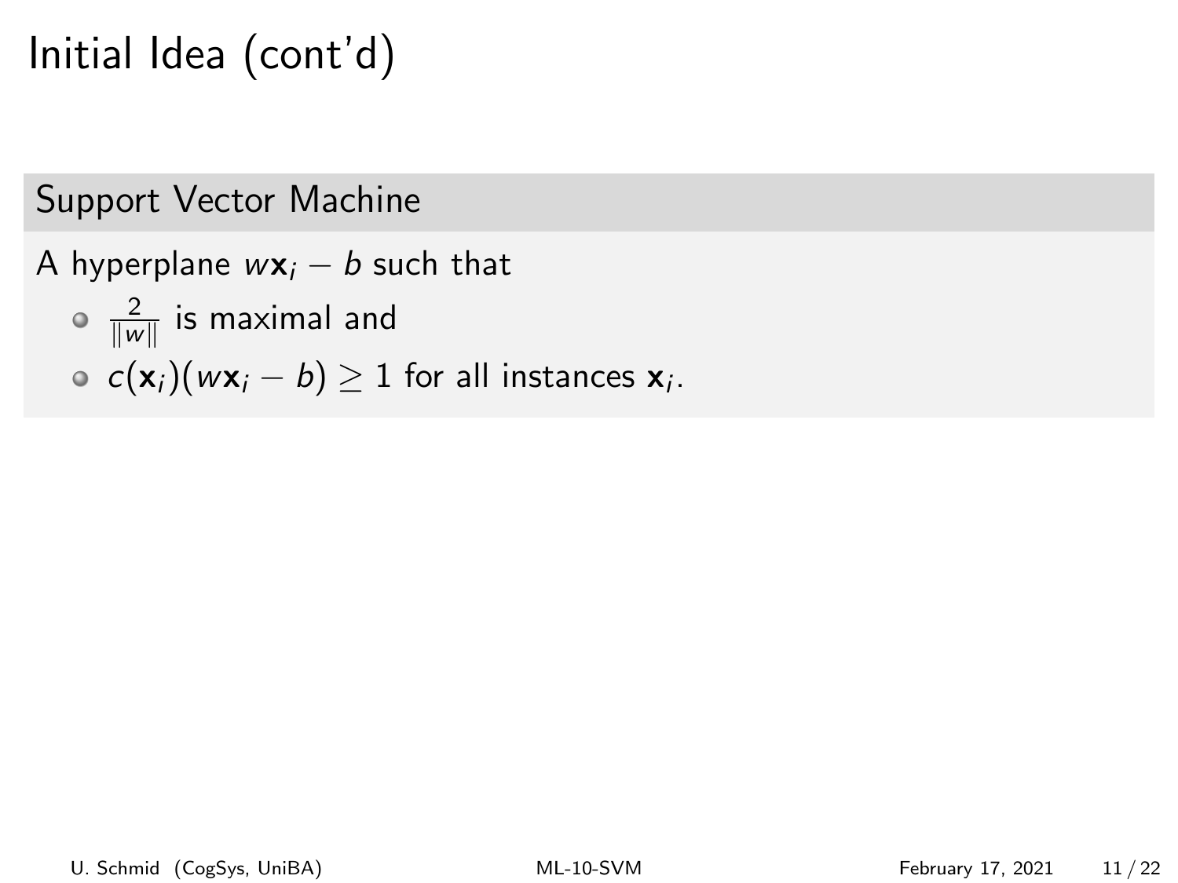# Initial Idea (cont'd)

## Support Vector Machine

A hyperplane $w\mathbf{x}_i - b$ such that

- $\frac{2}{\|w\|}$ is maximal and
- $c(\mathbf{x}_i)(w\mathbf{x}_i - b) \geq 1$ for all instances $\mathbf{x}_i$.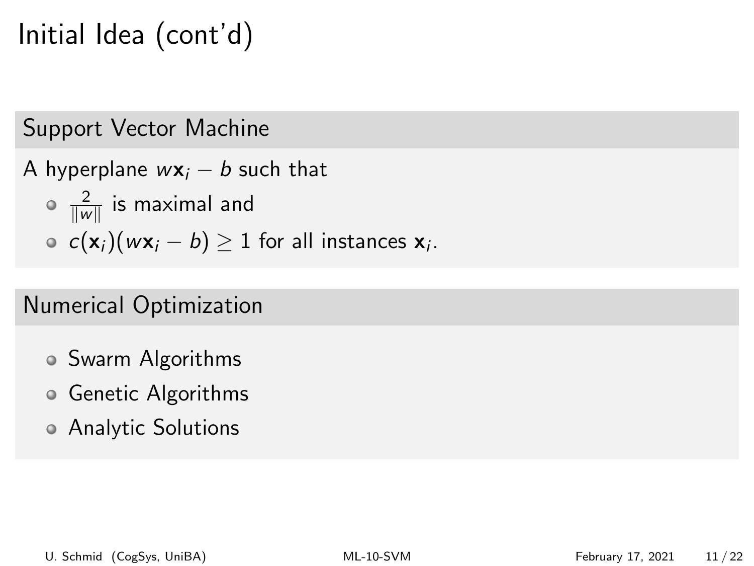# Initial Idea (cont'd)

## Support Vector Machine

A hyperplane $w\mathbf{x}_i - b$ such that

- $\frac{2}{\|w\|}$ is maximal and
- $c(\mathbf{x}_i)(w\mathbf{x}_i - b) \geq 1$ for all instances $\mathbf{x}_i$.

## Numerical Optimization

- Swarm Algorithms
- Genetic Algorithms
- Analytic Solutions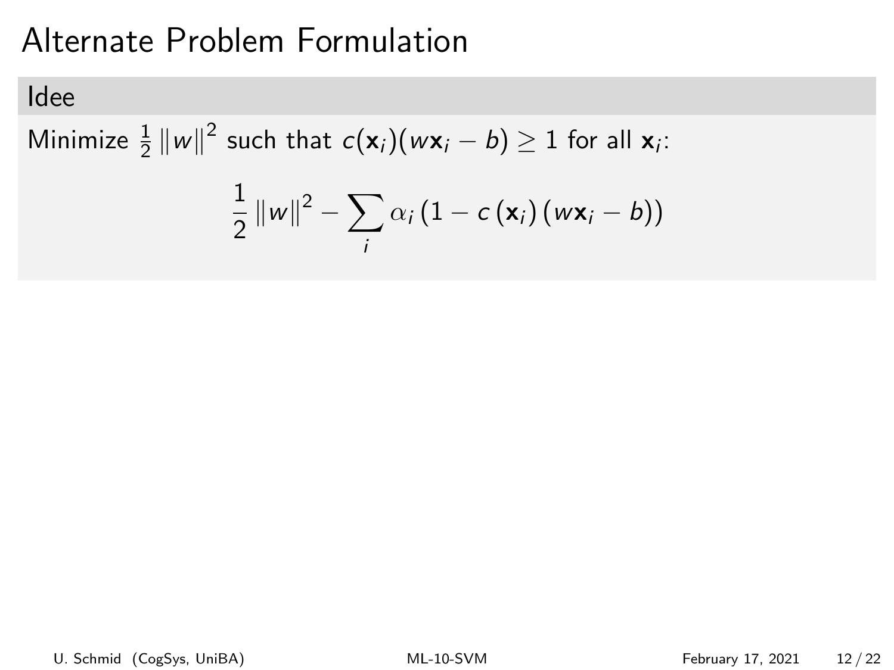# Alternate Problem Formulation

## Idee

Minimize $\frac{1}{2}\left\|w\right\|^2$ such that $c(\mathbf{x}_i)(w\mathbf{x}_i - b) \geq 1$ for all $\mathbf{x}_i$:

$$\frac{1}{2}\left\|w\right\|^2 - \sum_i \alpha_i \left(1 - c\left(\mathbf{x}_i\right)\left(w\mathbf{x}_i - b\right)\right)$$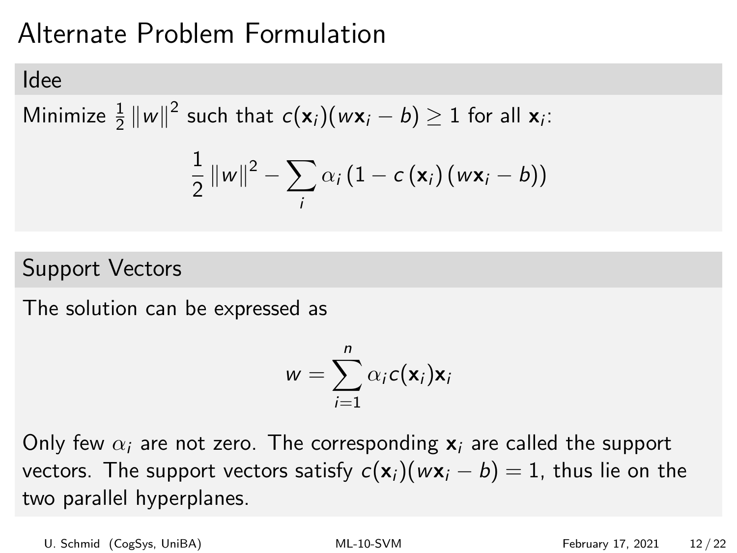# Alternate Problem Formulation

## Idee

Minimize $\frac{1}{2}\left\|w\right\|^2$ such that $c(\mathbf{x}_i)(w\mathbf{x}_i - b) \geq 1$ for all $\mathbf{x}_i$:

$$\frac{1}{2}\left\|w\right\|^2 - \sum_i \alpha_i \left(1 - c\left(\mathbf{x}_i\right)\left(w\mathbf{x}_i - b\right)\right)$$

## Support Vectors

The solution can be expressed as

$$w = \sum_{i=1}^{n} \alpha_i c(\mathbf{x}_i)\mathbf{x}_i$$

Only few $\alpha_i$ are not zero. The corresponding $\mathbf{x}_i$ are called the support vectors. The support vectors satisfy $c(\mathbf{x}_i)(w\mathbf{x}_i - b) = 1$, thus lie on the two parallel hyperplanes.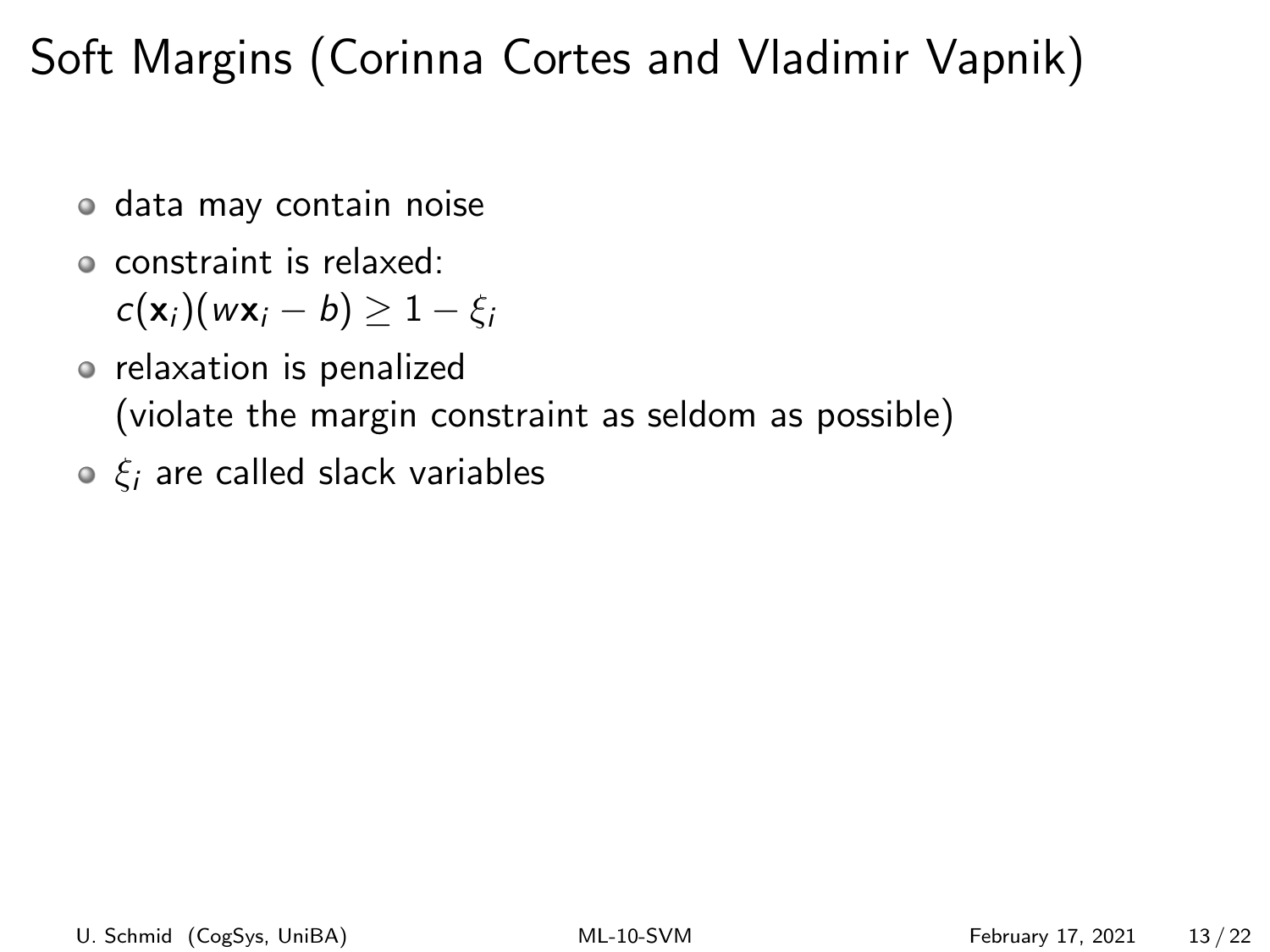# Soft Margins (Corinna Cortes and Vladimir Vapnik)

- data may contain noise
- constraint is relaxed:
  $c(\mathbf{x}_i)(w\mathbf{x}_i - b) \geq 1 - \xi_i$
- relaxation is penalized
  (violate the margin constraint as seldom as possible)
- $\xi_i$ are called slack variables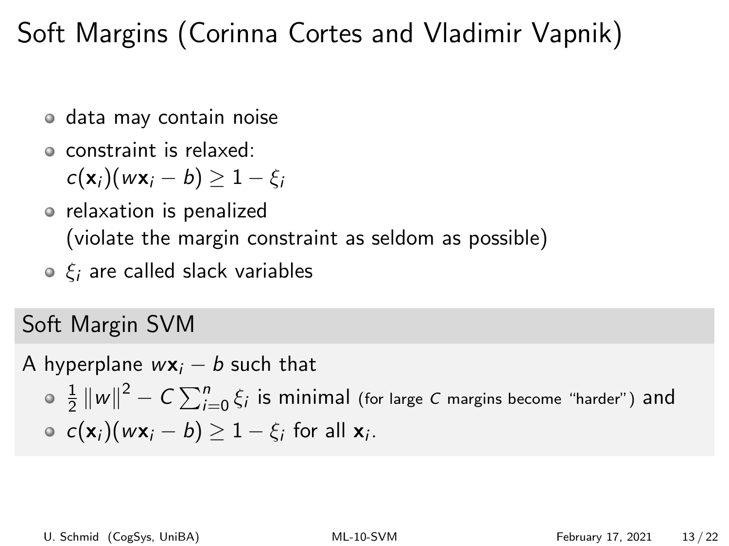# Soft Margins (Corinna Cortes and Vladimir Vapnik)

- data may contain noise
- constraint is relaxed:
  $c(\mathbf{x}_i)(w\mathbf{x}_i - b) \geq 1 - \xi_i$
- relaxation is penalized
  (violate the margin constraint as seldom as possible)
- $\xi_i$ are called slack variables

## Soft Margin SVM

A hyperplane $w\mathbf{x}_i - b$ such that

- $\frac{1}{2}\left\|w\right\|^2 - C\sum_{i=0}^{n}\xi_i$ is minimal (for large $C$ margins become "harder") and
- $c(\mathbf{x}_i)(w\mathbf{x}_i - b) \geq 1 - \xi_i$ for all $\mathbf{x}_i$.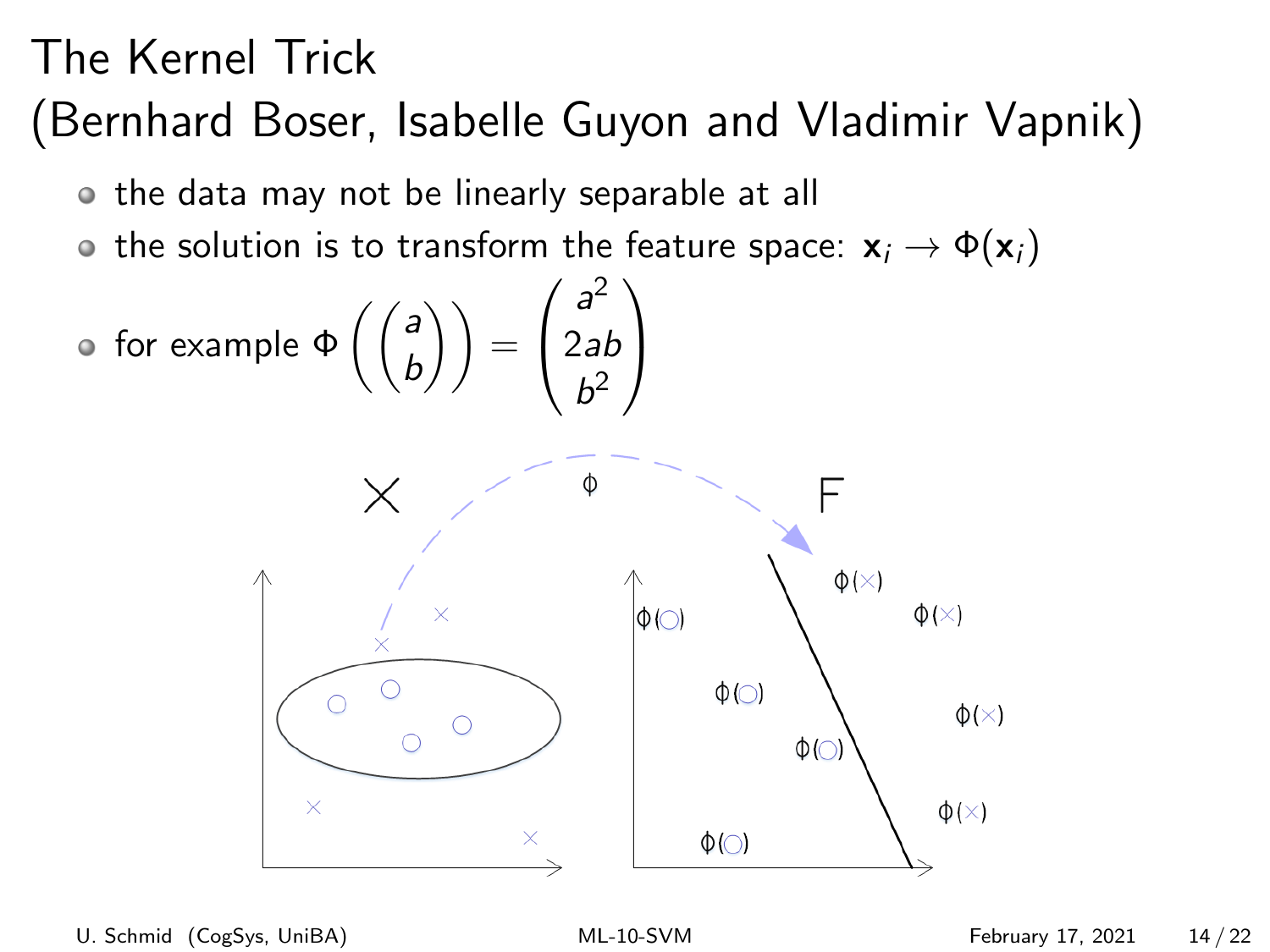# The Kernel Trick
# (Bernhard Boser, Isabelle Guyon and Vladimir Vapnik)

- the data may not be linearly separable at all
- the solution is to transform the feature space: $\mathbf{x}_i \rightarrow \Phi(\mathbf{x}_i)$
- for example $\Phi\left(\begin{pmatrix} a \\ b \end{pmatrix}\right) = \begin{pmatrix} a^2 \\ 2ab \\ b^2 \end{pmatrix}$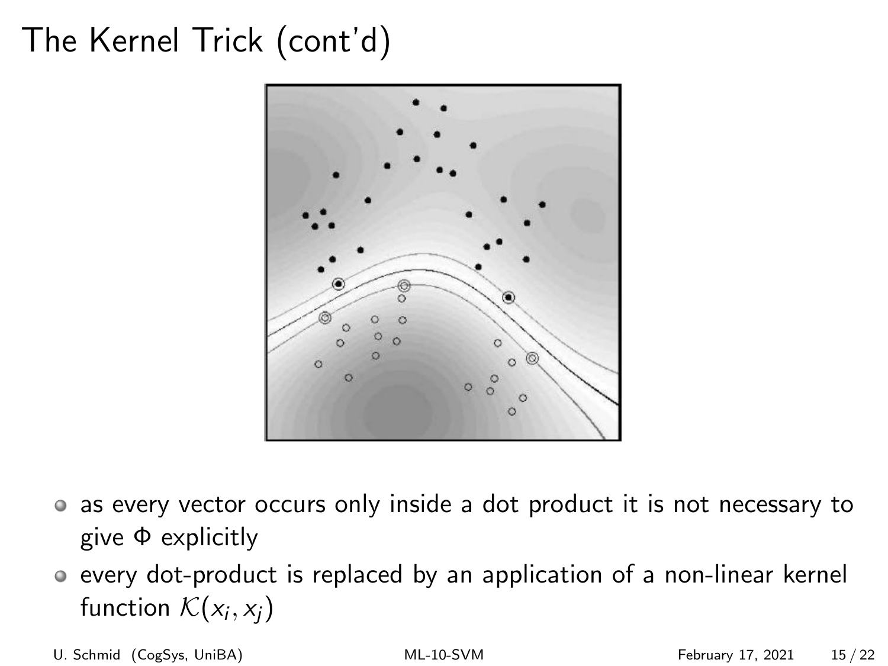# The Kernel Trick (cont'd)

- as every vector occurs only inside a dot product it is not necessary to give $\Phi$ explicitly
- every dot-product is replaced by an application of a non-linear kernel function $\mathcal{K}(x_i, x_j)$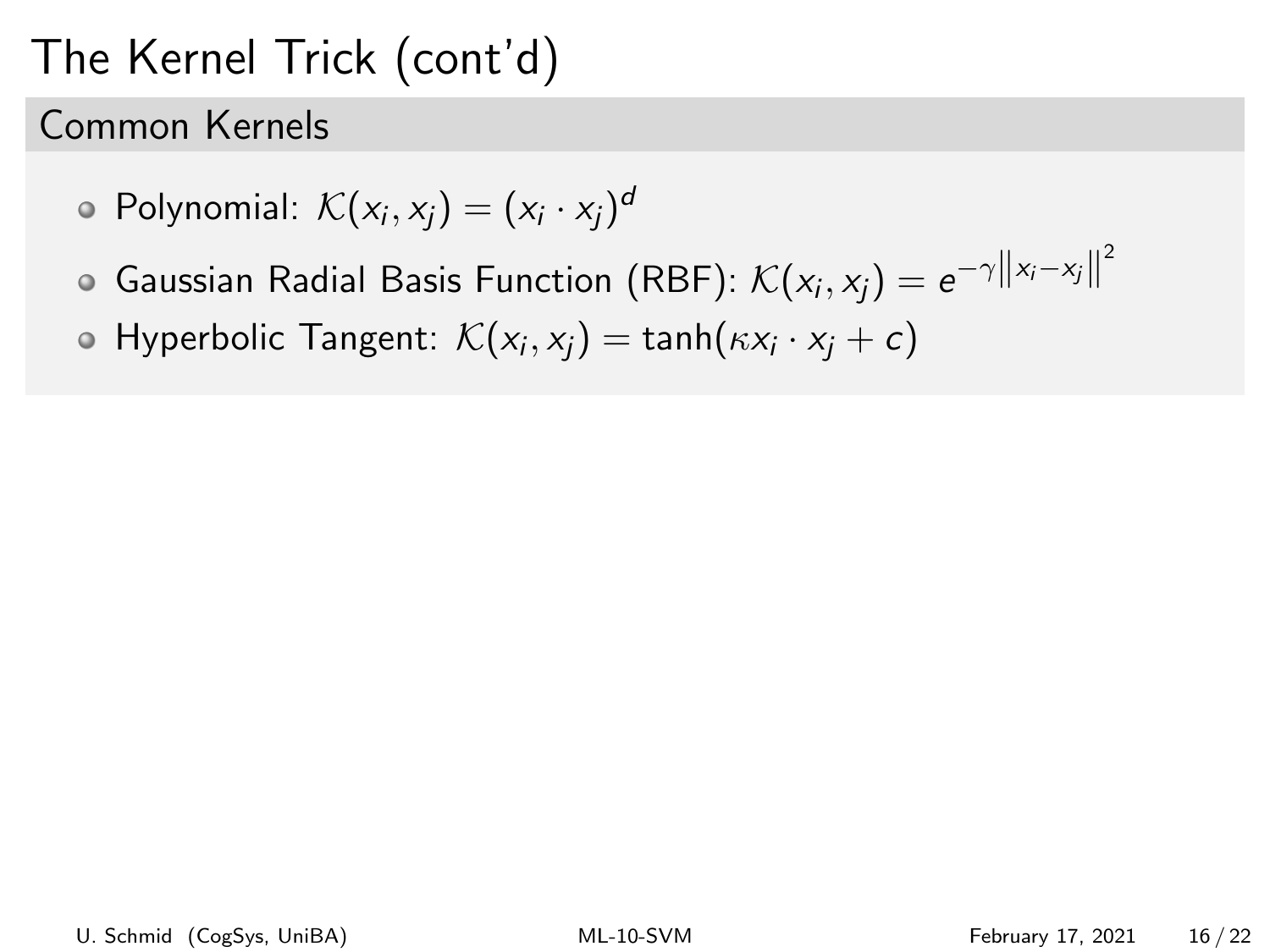# The Kernel Trick (cont'd)

## Common Kernels

- Polynomial: $\mathcal{K}(x_i, x_j) = (x_i \cdot x_j)^d$
- Gaussian Radial Basis Function (RBF): $\mathcal{K}(x_i, x_j) = e^{-\gamma \left\| x_i - x_j \right\|^2}$
- Hyperbolic Tangent: $\mathcal{K}(x_i, x_j) = \tanh(\kappa x_i \cdot x_j + c)$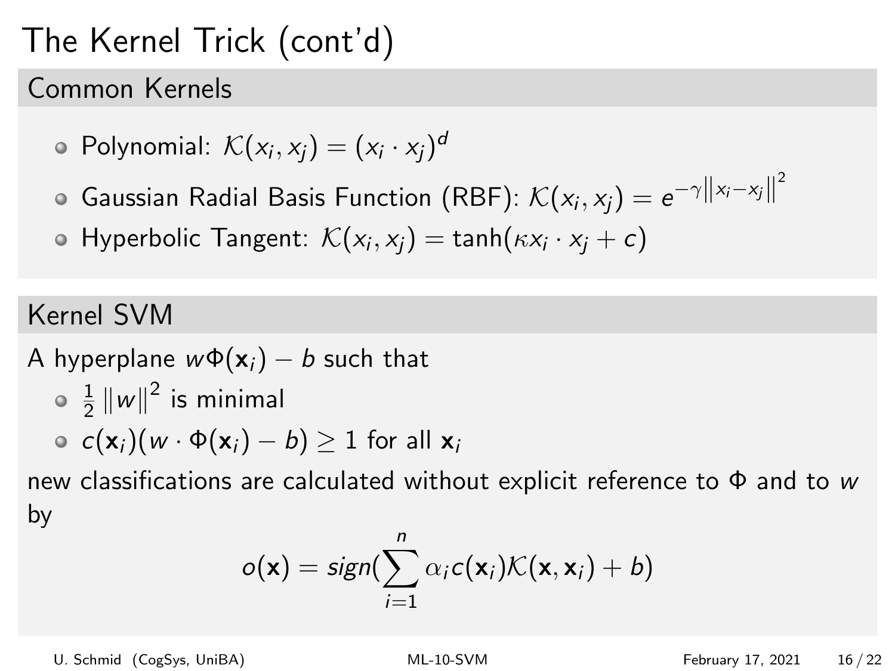# The Kernel Trick (cont'd)

## Common Kernels

- Polynomial: $\mathcal{K}(x_i, x_j) = (x_i \cdot x_j)^d$
- Gaussian Radial Basis Function (RBF): $\mathcal{K}(x_i, x_j) = e^{-\gamma \left\| x_i - x_j \right\|^2}$
- Hyperbolic Tangent: $\mathcal{K}(x_i, x_j) = \tanh(\kappa x_i \cdot x_j + c)$

## Kernel SVM

A hyperplane $w\Phi(\mathbf{x}_i) - b$ such that

- $\frac{1}{2} \left\| w \right\|^2$ is minimal
- $c(\mathbf{x}_i)(w \cdot \Phi(\mathbf{x}_i) - b) \geq 1$ for all $\mathbf{x}_i$

new classifications are calculated without explicit reference to $\Phi$ and to $w$ by

$$o(\mathbf{x}) = sign(\sum_{i=1}^{n} \alpha_i c(\mathbf{x}_i) \mathcal{K}(\mathbf{x}, \mathbf{x}_i) + b)$$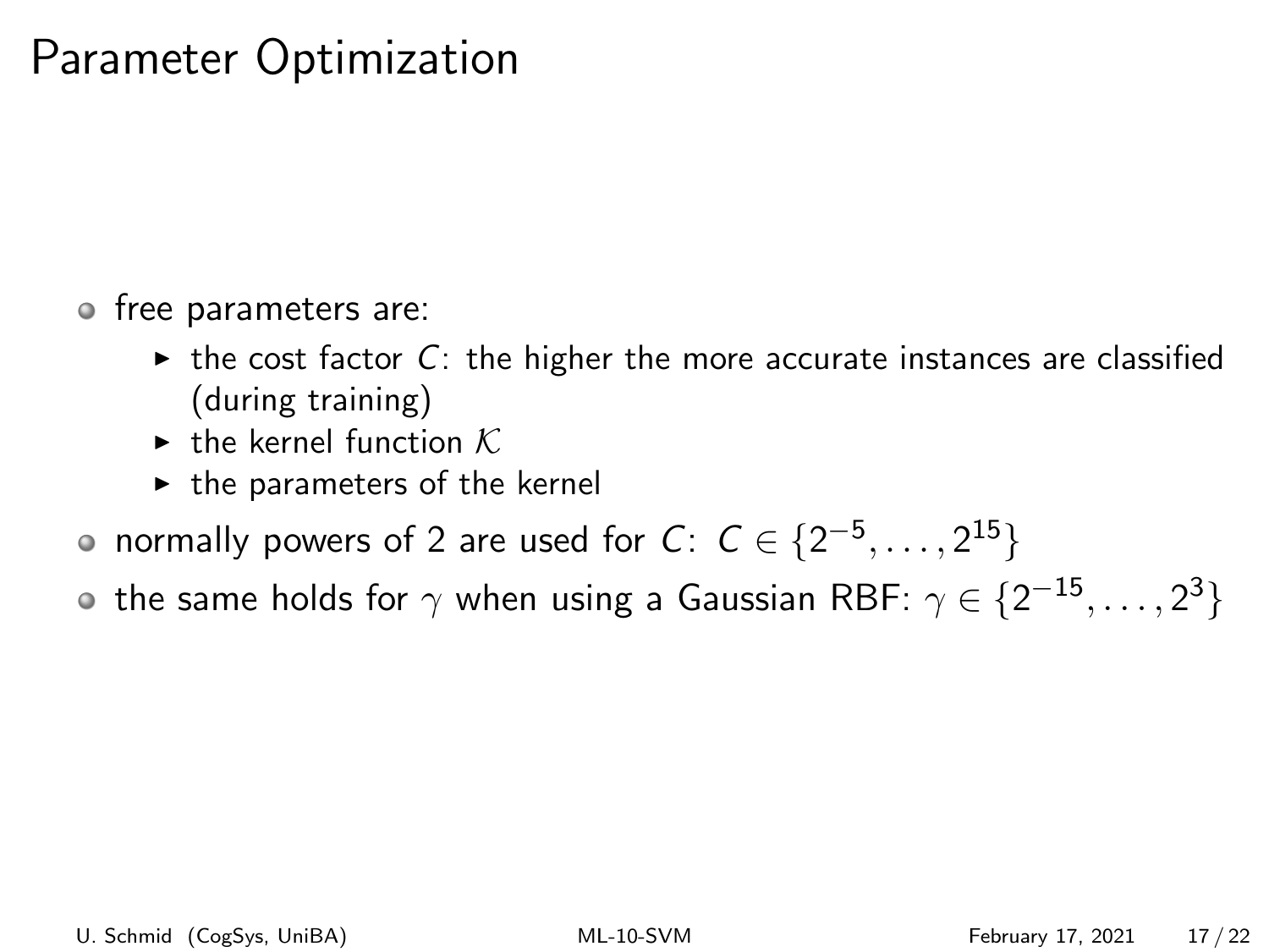# Parameter Optimization

- free parameters are:
  - the cost factor $C$: the higher the more accurate instances are classified (during training)
  - the kernel function $\mathcal{K}$
  - the parameters of the kernel
- normally powers of 2 are used for $C$: $C \in \{2^{-5}, \ldots, 2^{15}\}$
- the same holds for $\gamma$ when using a Gaussian RBF: $\gamma \in \{2^{-15}, \ldots, 2^{3}\}$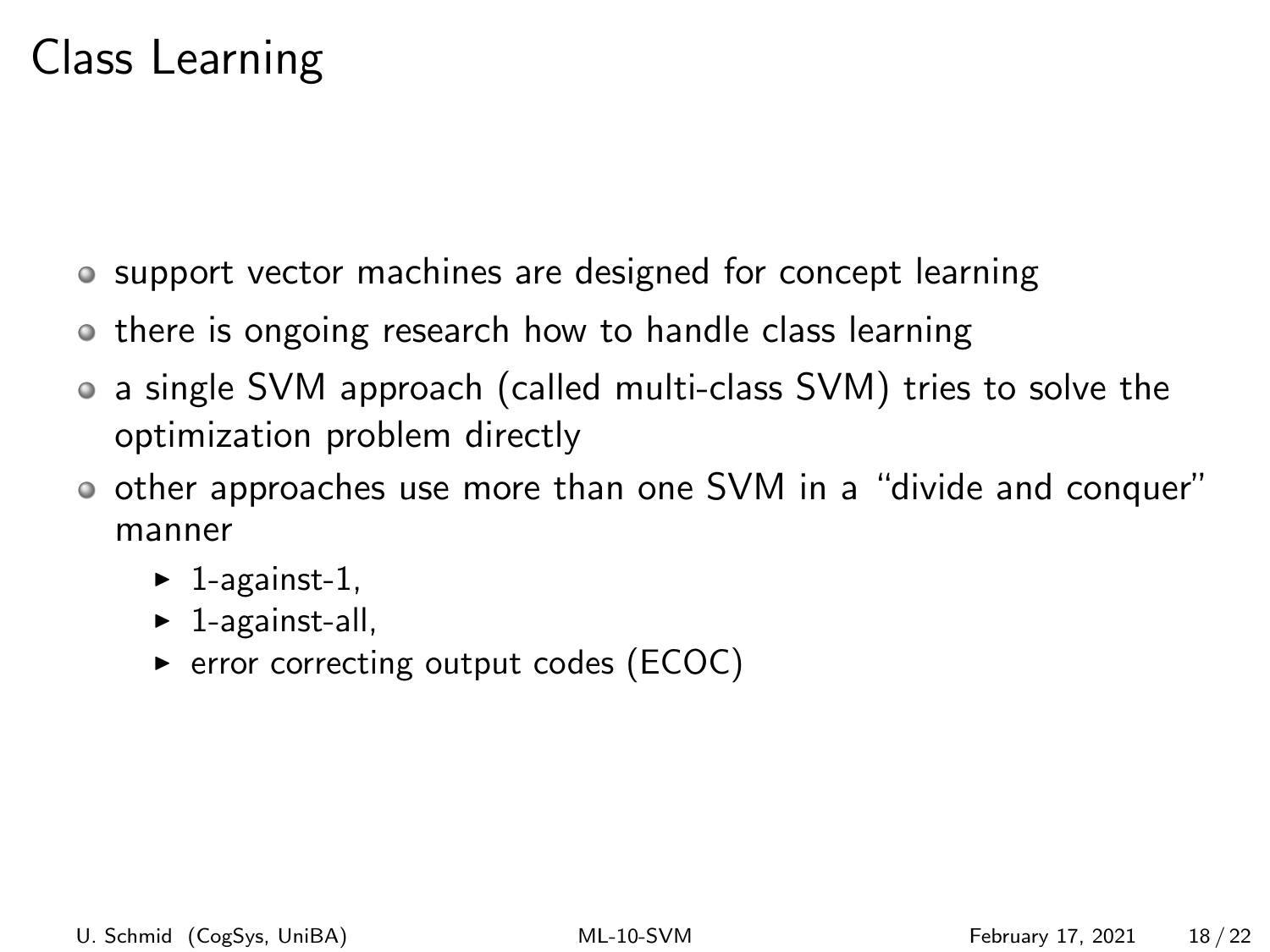# Class Learning

- support vector machines are designed for concept learning
- there is ongoing research how to handle class learning
- a single SVM approach (called multi-class SVM) tries to solve the optimization problem directly
- other approaches use more than one SVM in a "divide and conquer" manner
  - 1-against-1,
  - 1-against-all,
  - error correcting output codes (ECOC)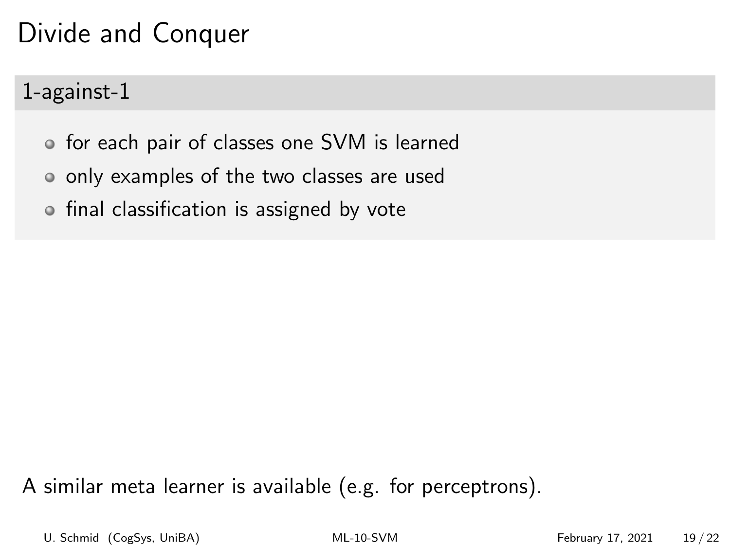# Divide and Conquer

## 1-against-1

- for each pair of classes one SVM is learned
- only examples of the two classes are used
- final classification is assigned by vote

A similar meta learner is available (e.g. for perceptrons).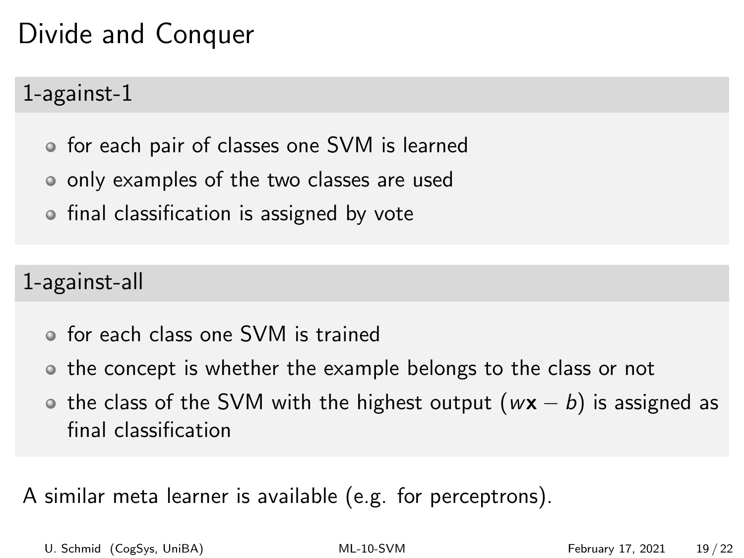# Divide and Conquer

## 1-against-1

- for each pair of classes one SVM is learned
- only examples of the two classes are used
- final classification is assigned by vote

## 1-against-all

- for each class one SVM is trained
- the concept is whether the example belongs to the class or not
- the class of the SVM with the highest output ($w\mathbf{x} - b$) is assigned as final classification

A similar meta learner is available (e.g. for perceptrons).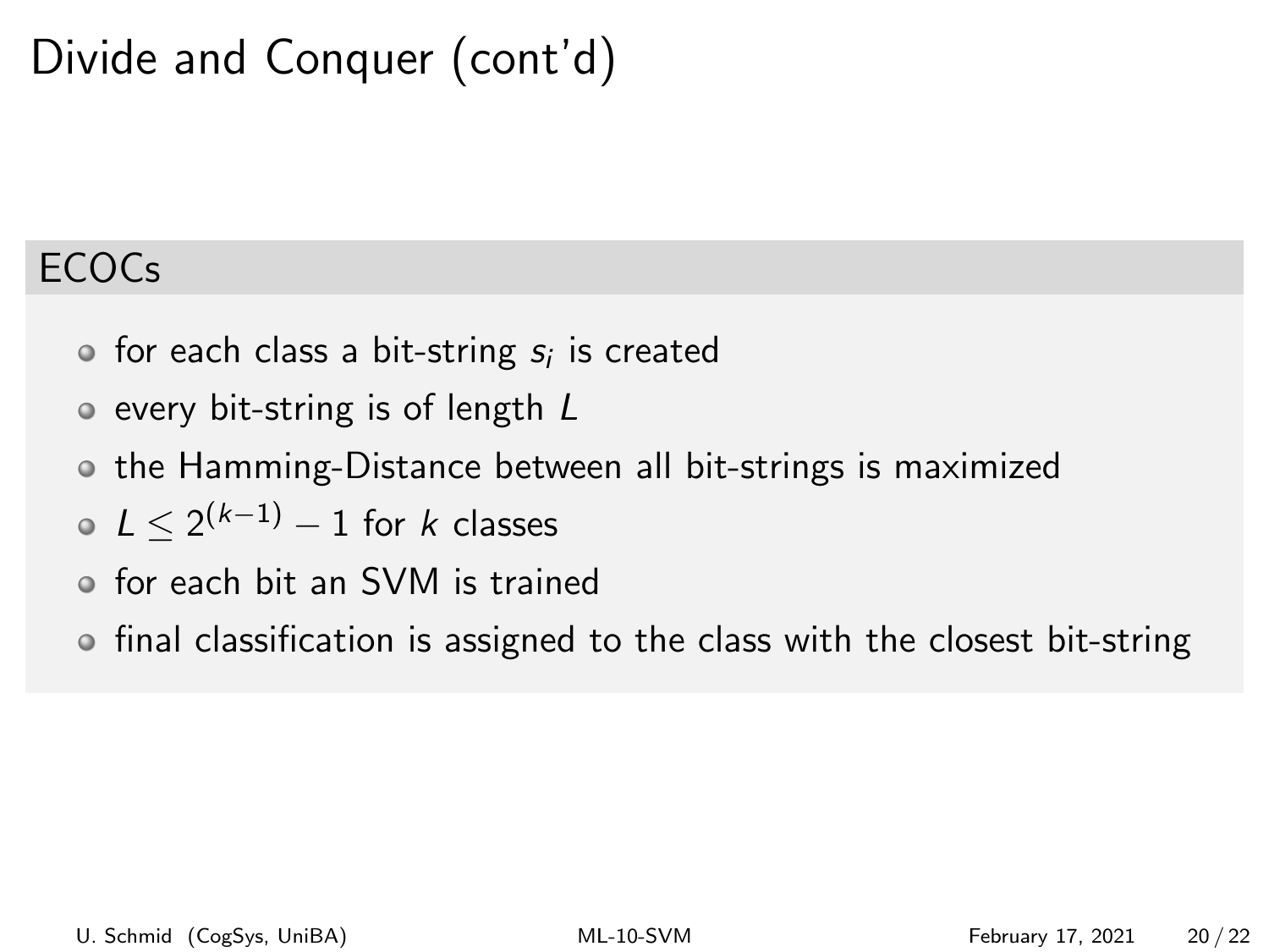# Divide and Conquer (cont'd)

## ECOCs

- for each class a bit-string $s_i$ is created
- every bit-string is of length $L$
- the Hamming-Distance between all bit-strings is maximized
- $L \leq 2^{(k-1)} - 1$ for $k$ classes
- for each bit an SVM is trained
- final classification is assigned to the class with the closest bit-string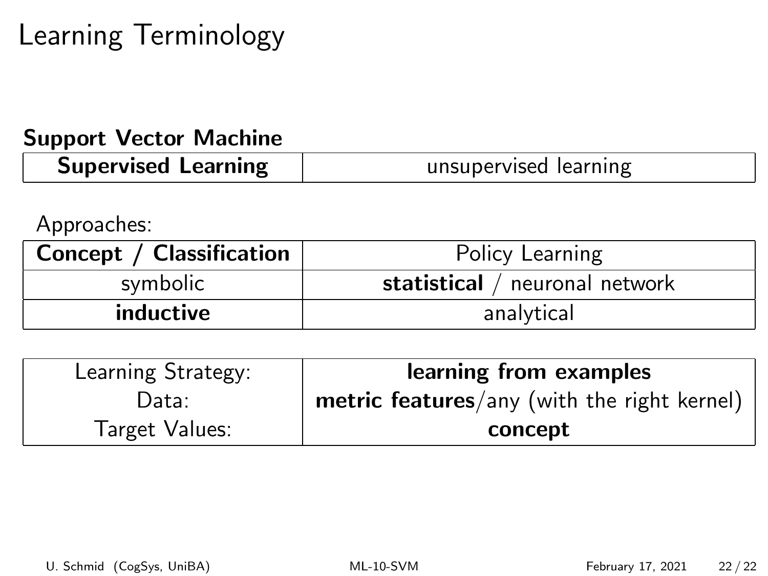# Learning Terminology

**Support Vector Machine**

| | |
|---|---|
| **Supervised Learning** | unsupervised learning |

Approaches:

| | |
|---|---|
| **Concept / Classification** | Policy Learning |
| symbolic | **statistical** / neuronal network |
| **inductive** | analytical |

| | |
|---|---|
| Learning Strategy: | **learning from examples** |
| Data: | **metric features**/any (with the right kernel) |
| Target Values: | **concept** |